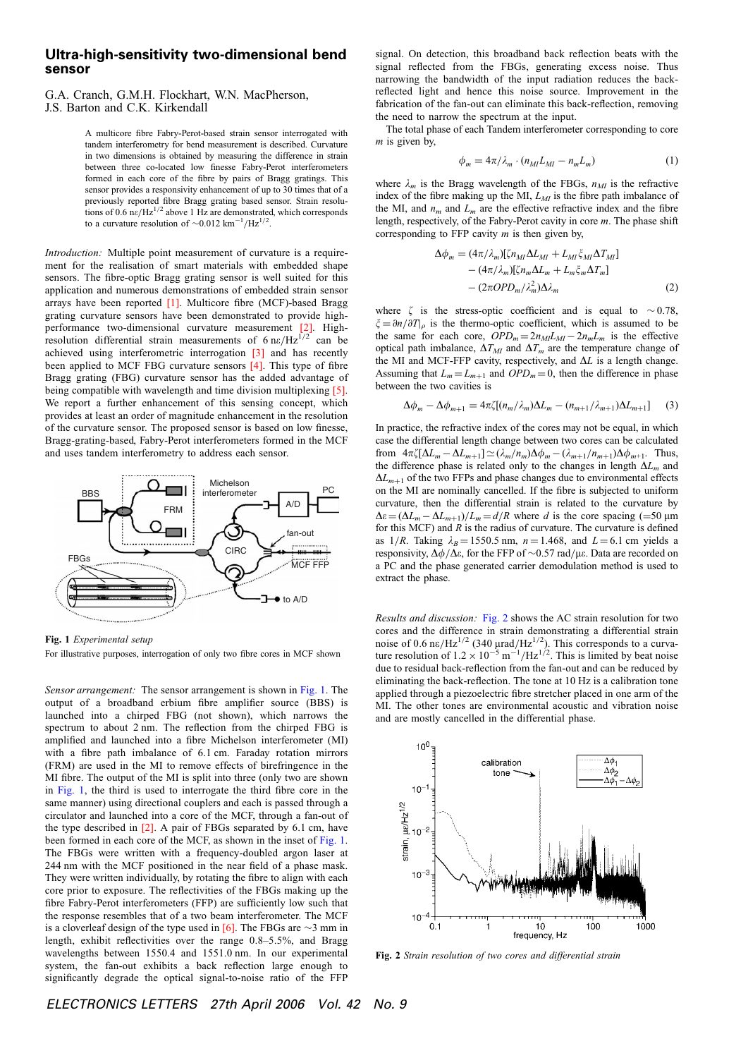# Ultra-high-sensitivity two-dimensional bend sensor

G.A. Cranch, G.M.H. Flockhart, W.N. MacPherson, J.S. Barton and C.K. Kirkendall

A multicore fibre Fabry-Perot-based strain sensor interrogated with tandem interferometry for bend measurement is described. Curvature in two dimensions is obtained by measuring the difference in strain between three co-located low finesse Fabry-Perot interferometers formed in each core of the fibre by pairs of Bragg gratings. This sensor provides a responsivity enhancement of up to 30 times that of a previously reported fibre Bragg grating based sensor. Strain resolutions of 0.6 n$\varepsilon$/Hz$^{1/2}$ above 1 Hz are demonstrated, which corresponds to a curvature resolution of ~0.012 km$^{-1}$/Hz$^{1/2}$.

*Introduction:* Multiple point measurement of curvature is a requirement for the realisation of smart materials with embedded shape sensors. The fibre-optic Bragg grating sensor is well suited for this application and numerous demonstrations of embedded strain sensor arrays have been reported [1]. Multicore fibre (MCF)-based Bragg grating curvature sensors have been demonstrated to provide high-performance two-dimensional curvature measurement [2]. High-resolution differential strain measurements of 6 n$\varepsilon$/Hz$^{1/2}$ can be achieved using interferometric interrogation [3] and has recently been applied to MCF FBG curvature sensors [4]. This type of fibre Bragg grating (FBG) curvature sensor has the added advantage of being compatible with wavelength and time division multiplexing [5]. We report a further enhancement of this sensing concept, which provides at least an order of magnitude enhancement in the resolution of the curvature sensor. The proposed sensor is based on low finesse, Bragg-grating-based, Fabry-Perot interferometers formed in the MCF and uses tandem interferometry to address each sensor.

**Fig. 1** *Experimental setup*

For illustrative purposes, interrogation of only two fibre cores in MCF shown

*Sensor arrangement:* The sensor arrangement is shown in Fig. 1. The output of a broadband erbium fibre amplifier source (BBS) is launched into a chirped FBG (not shown), which narrows the spectrum to about 2 nm. The reflection from the chirped FBG is amplified and launched into a fibre Michelson interferometer (MI) with a fibre path imbalance of 6.1 cm. Faraday rotation mirrors (FRM) are used in the MI to remove effects of birefringence in the MI fibre. The output of the MI is split into three (only two are shown in Fig. 1, the third is used to interrogate the third fibre core in the same manner) using directional couplers and each is passed through a circulator and launched into a core of the MCF, through a fan-out of the type described in [2]. A pair of FBGs separated by 6.1 cm, have been formed in each core of the MCF, as shown in the inset of Fig. 1. The FBGs were written with a frequency-doubled argon laser at 244 nm with the MCF positioned in the near field of a phase mask. They were written individually, by rotating the fibre to align with each core prior to exposure. The reflectivities of the FBGs making up the fibre Fabry-Perot interferometers (FFP) are sufficiently low such that the response resembles that of a two beam interferometer. The MCF is a cloverleaf design of the type used in [6]. The FBGs are ~3 mm in length, exhibit reflectivities over the range 0.8–5.5%, and Bragg wavelengths between 1550.4 and 1551.0 nm. In our experimental system, the fan-out exhibits a back reflection large enough to significantly degrade the optical signal-to-noise ratio of the FFP signal. On detection, this broadband back reflection beats with the signal reflected from the FBGs, generating excess noise. Thus narrowing the bandwidth of the input radiation reduces the back-reflected light and hence this noise source. Improvement in the fabrication of the fan-out can eliminate this back-reflection, removing the need to narrow the spectrum at the input.

The total phase of each Tandem interferometer corresponding to core $m$ is given by,

$$\phi_m = 4\pi/\lambda_m \cdot (n_{MI}L_{MI} - n_m L_m) \tag{1}$$

where $\lambda_m$ is the Bragg wavelength of the FBGs, $n_{MI}$ is the refractive index of the fibre making up the MI, $L_{MI}$ is the fibre path imbalance of the MI, and $n_m$ and $L_m$ are the effective refractive index and the fibre length, respectively, of the Fabry-Perot cavity in core $m$. The phase shift corresponding to FFP cavity $m$ is then given by,

$$\begin{aligned}\Delta\phi_m = &(4\pi/\lambda_m)[\zeta n_{MI}\Delta L_{MI} + L_{MI}\xi_{MI}\Delta T_{MI}]\\ &- (4\pi/\lambda_m)[\zeta n_m\Delta L_m + L_m\xi_m\Delta T_m]\\ &- (2\pi OPD_m/\lambda_m^2)\Delta\lambda_m\end{aligned} \tag{2}$$

where $\zeta$ is the stress-optic coefficient and is equal to ~0.78, $\xi = \partial n/\partial T|_\rho$ is the thermo-optic coefficient, which is assumed to be the same for each core, $OPD_m = 2n_{MI}L_{MI} - 2n_m L_m$ is the effective optical path imbalance, $\Delta T_{MI}$ and $\Delta T_m$ are the temperature change of the MI and MCF-FFP cavity, respectively, and $\Delta L$ is a length change. Assuming that $L_m = L_{m+1}$ and $OPD_m = 0$, then the difference in phase between the two cavities is

$$\Delta\phi_m - \Delta\phi_{m+1} = 4\pi\zeta[(n_m/\lambda_m)\Delta L_m - (n_{m+1}/\lambda_{m+1})\Delta L_{m+1}] \tag{3}$$

In practice, the refractive index of the cores may not be equal, in which case the differential length change between two cores can be calculated from $4\pi\zeta[\Delta L_m - \Delta L_{m+1}] \simeq (\lambda_m/n_m)\Delta\phi_m - (\lambda_{m+1}/n_{m+1})\Delta\phi_{m+1}$. Thus, the difference phase is related only to the changes in length $\Delta L_m$ and $\Delta L_{m+1}$ of the two FFPs and phase changes due to environmental effects on the MI are nominally cancelled. If the fibre is subjected to uniform curvature, then the differential strain is related to the curvature by $\Delta\varepsilon = (\Delta L_m - \Delta L_{m+1})/L_m = d/R$ where $d$ is the core spacing (=50 µm for this MCF) and $R$ is the radius of curvature. The curvature is defined as $1/R$. Taking $\lambda_B = 1550.5$ nm, $n = 1.468$, and $L = 6.1$ cm yields a responsivity, $\Delta\phi/\Delta\varepsilon$, for the FFP of ~0.57 rad/µ$\varepsilon$. Data are recorded on a PC and the phase generated carrier demodulation method is used to extract the phase.

*Results and discussion:* Fig. 2 shows the AC strain resolution for two cores and the difference in strain demonstrating a differential strain noise of 0.6 n$\varepsilon$/Hz$^{1/2}$ (340 µrad/Hz$^{1/2}$). This corresponds to a curvature resolution of $1.2 \times 10^{-5}$ m$^{-1}$/Hz$^{1/2}$. This is limited by beat noise due to residual back-reflection from the fan-out and can be reduced by eliminating the back-reflection. The tone at 10 Hz is a calibration tone applied through a piezoelectric fibre stretcher placed in one arm of the MI. The other tones are environmental acoustic and vibration noise and are mostly cancelled in the differential phase.

**Fig. 2** *Strain resolution of two cores and differential strain*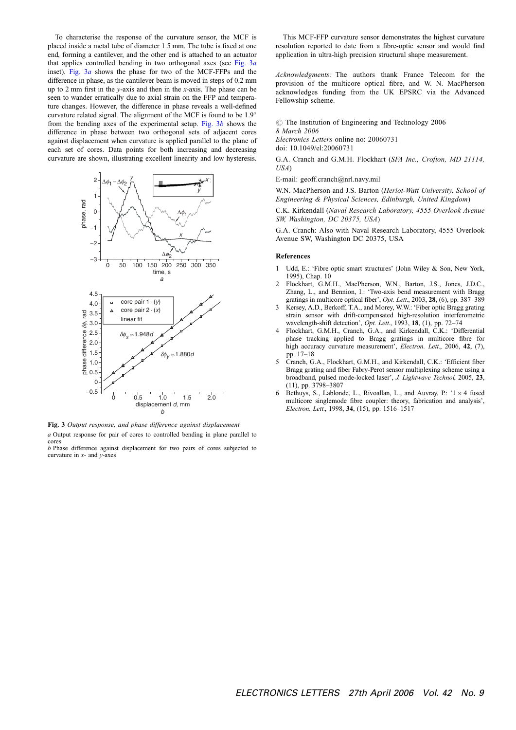To characterise the response of the curvature sensor, the MCF is placed inside a metal tube of diameter 1.5 mm. The tube is fixed at one end, forming a cantilever, and the other end is attached to an actuator that applies controlled bending in two orthogonal axes (see Fig. 3*a* inset). Fig. 3*a* shows the phase for two of the MCF-FFPs and the difference in phase, as the cantilever beam is moved in steps of 0.2 mm up to 2 mm first in the *y*-axis and then in the *x*-axis. The phase can be seen to wander erratically due to axial strain on the FFP and temperature changes. However, the difference in phase reveals a well-defined curvature related signal. The alignment of the MCF is found to be 1.9° from the bending axes of the experimental setup. Fig. 3*b* shows the difference in phase between two orthogonal sets of adjacent cores against displacement when curvature is applied parallel to the plane of each set of cores. Data points for both increasing and decreasing curvature are shown, illustrating excellent linearity and low hysteresis.

$\Delta\phi_1 - \Delta\phi_2$
y
x
y
$\Delta\phi_1$
x
$\Delta\phi_2$
phase, rad
time, s
*a*

core pair 1 - (*y*)
core pair 2 - (*x*)
linear fit
$\delta\phi_x \propto 1.948d$
$\delta\phi_y \propto 1.880d$
phase difference $\delta\phi$, rad
displacement *d*, mm
*b*

**Fig. 3** *Output response, and phase difference against displacement*

*a* Output response for pair of cores to controlled bending in plane parallel to cores
*b* Phase difference against displacement for two pairs of cores subjected to curvature in *x*- and *y*-axes

This MCF-FFP curvature sensor demonstrates the highest curvature resolution reported to date from a fibre-optic sensor and would find application in ultra-high precision structural shape measurement.

*Acknowledgments:* The authors thank France Telecom for the provision of the multicore optical fibre, and W. N. MacPherson acknowledges funding from the UK EPSRC via the Advanced Fellowship scheme.

© The Institution of Engineering and Technology 2006
*8 March 2006*
*Electronics Letters* online no: 20060731
doi: 10.1049/el:20060731

G.A. Cranch and G.M.H. Flockhart (*SFA Inc., Crofton, MD 21114, USA*)

E-mail: geoff.cranch@nrl.navy.mil

W.N. MacPherson and J.S. Barton (*Heriot-Watt University, School of Engineering & Physical Sciences, Edinburgh, United Kingdom*)

C.K. Kirkendall (*Naval Research Laboratory, 4555 Overlook Avenue SW, Washington, DC 20375, USA*)

G.A. Cranch: Also with Naval Research Laboratory, 4555 Overlook Avenue SW, Washington DC 20375, USA

## References

1. Udd, E.: 'Fibre optic smart structures' (John Wiley & Son, New York, 1995), Chap. 10
2. Flockhart, G.M.H., MacPherson, W.N., Barton, J.S., Jones, J.D.C., Zhang, L., and Bennion, I.: 'Two-axis bend measurement with Bragg gratings in multicore optical fiber', *Opt. Lett.*, 2003, **28**, (6), pp. 387–389
3. Kersey, A.D., Berkoff, T.A., and Morey, W.W.: 'Fiber optic Bragg grating strain sensor with drift-compensated high-resolution interferometric wavelength-shift detection', *Opt. Lett.*, 1993, **18**, (1), pp. 72–74
4. Flockhart, G.M.H., Cranch, G.A., and Kirkendall, C.K.: 'Differential phase tracking applied to Bragg gratings in multicore fibre for high accuracy curvature measurement', *Electron. Lett.*, 2006, **42**, (7), pp. 17–18
5. Cranch, G.A., Flockhart, G.M.H., and Kirkendall, C.K.: 'Efficient fiber Bragg grating and fiber Fabry-Perot sensor multiplexing scheme using a broadband, pulsed mode-locked laser', *J. Lightwave Technol*, 2005, **23**, (11), pp. 3798–3807
6. Bethuys, S., Lablonde, L., Rivoallan, L., and Auvray, P.: '1 × 4 fused multicore singlemode fibre coupler: theory, fabrication and analysis', *Electron. Lett.*, 1998, **34**, (15), pp. 1516–1517